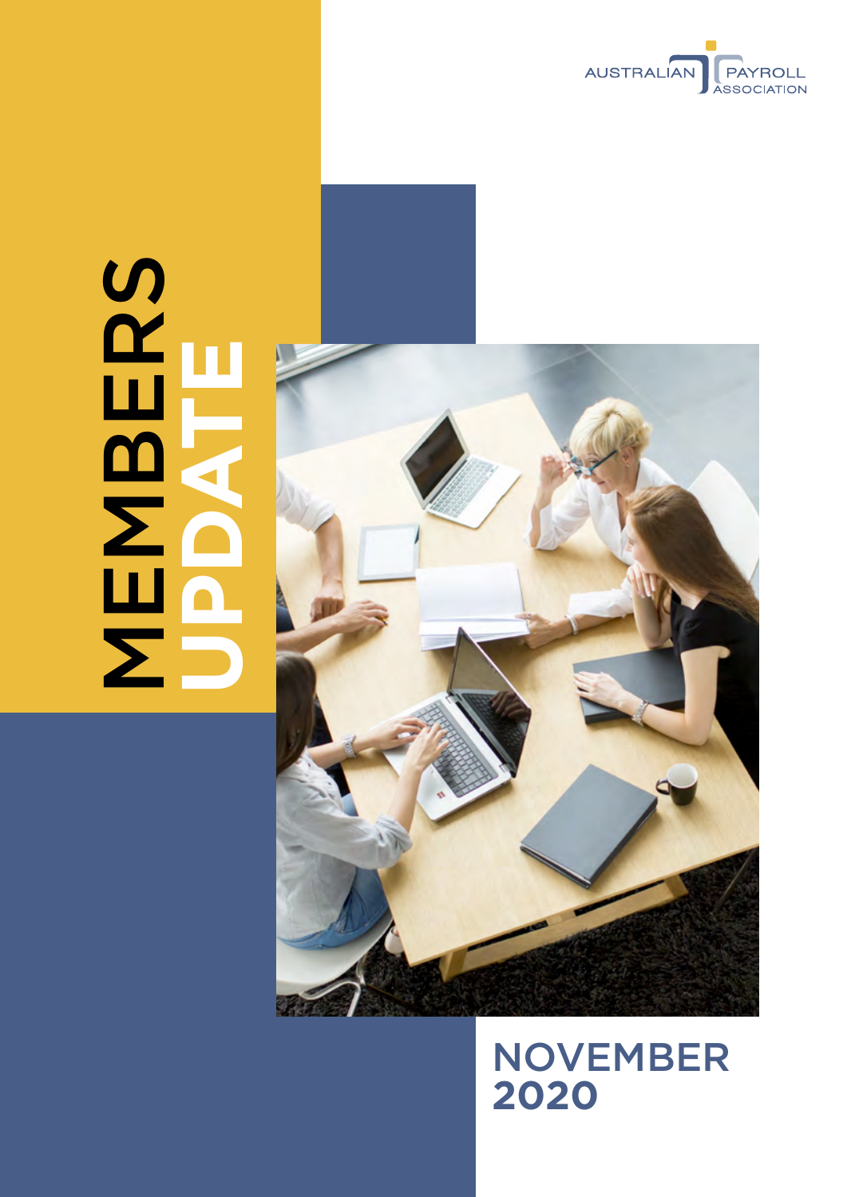AUSTRALIAN PAYROLL ASSOCIATION

# MEMBERS UPDATE

## NOVEMBER 2020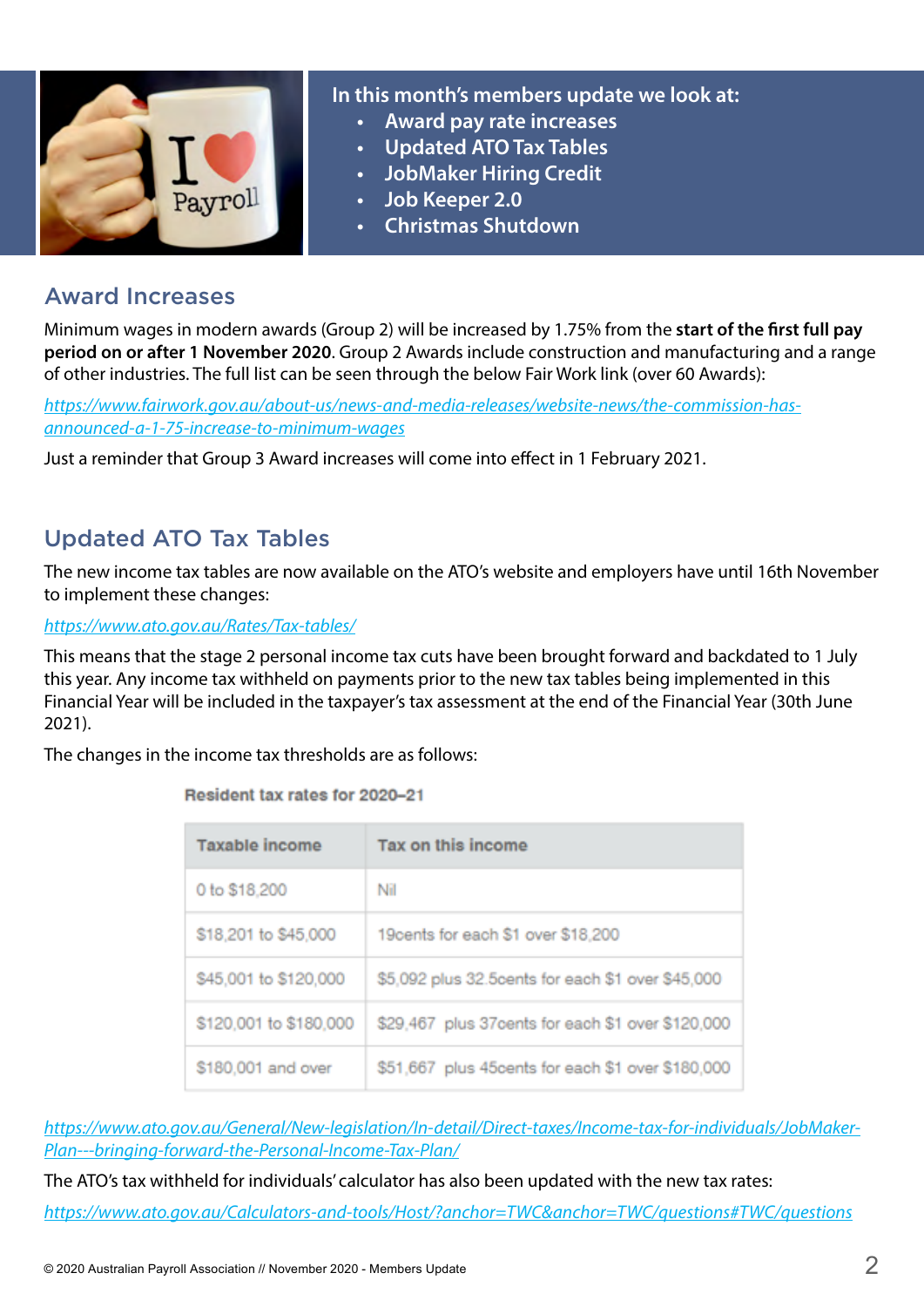**In this month's members update we look at:**

- Award pay rate increases
- Updated ATO Tax Tables
- JobMaker Hiring Credit
- Job Keeper 2.0
- Christmas Shutdown

## Award Increases

Minimum wages in modern awards (Group 2) will be increased by 1.75% from the **start of the first full pay period on or after 1 November 2020**. Group 2 Awards include construction and manufacturing and a range of other industries. The full list can be seen through the below Fair Work link (over 60 Awards):

https://www.fairwork.gov.au/about-us/news-and-media-releases/website-news/the-commission-has-announced-a-1-75-increase-to-minimum-wages

Just a reminder that Group 3 Award increases will come into effect in 1 February 2021.

## Updated ATO Tax Tables

The new income tax tables are now available on the ATO's website and employers have until 16th November to implement these changes:

https://www.ato.gov.au/Rates/Tax-tables/

This means that the stage 2 personal income tax cuts have been brought forward and backdated to 1 July this year. Any income tax withheld on payments prior to the new tax tables being implemented in this Financial Year will be included in the taxpayer's tax assessment at the end of the Financial Year (30th June 2021).

The changes in the income tax thresholds are as follows:

**Resident tax rates for 2020–21**

| Taxable income | Tax on this income |
|---|---|
| 0 to $18,200 | Nil |
| $18,201 to $45,000 | 19cents for each $1 over $18,200 |
| $45,001 to $120,000 | $5,092 plus 32.5cents for each $1 over $45,000 |
| $120,001 to $180,000 | $29,467 plus 37cents for each $1 over $120,000 |
| $180,001 and over | $51,667 plus 45cents for each $1 over $180,000 |

https://www.ato.gov.au/General/New-legislation/In-detail/Direct-taxes/Income-tax-for-individuals/JobMaker-Plan---bringing-forward-the-Personal-Income-Tax-Plan/

The ATO's tax withheld for individuals' calculator has also been updated with the new tax rates:

https://www.ato.gov.au/Calculators-and-tools/Host/?anchor=TWC&anchor=TWC/questions#TWC/questions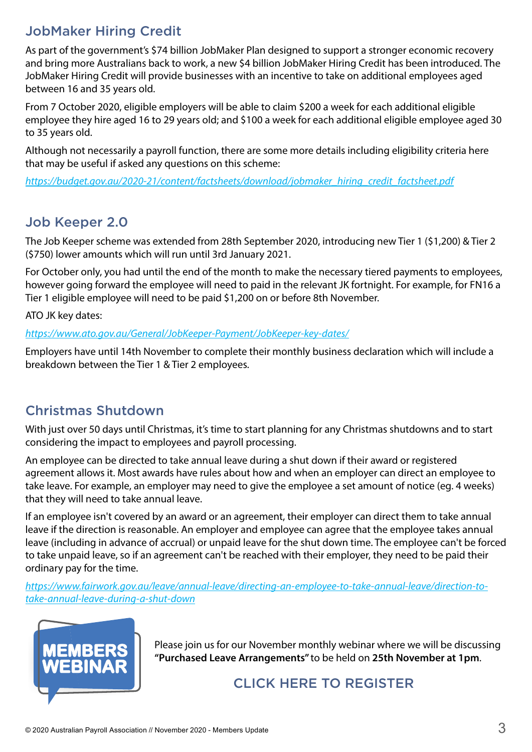## JobMaker Hiring Credit

As part of the government's $74 billion JobMaker Plan designed to support a stronger economic recovery and bring more Australians back to work, a new $4 billion JobMaker Hiring Credit has been introduced. The JobMaker Hiring Credit will provide businesses with an incentive to take on additional employees aged between 16 and 35 years old.

From 7 October 2020, eligible employers will be able to claim $200 a week for each additional eligible employee they hire aged 16 to 29 years old; and $100 a week for each additional eligible employee aged 30 to 35 years old.

Although not necessarily a payroll function, there are some more details including eligibility criteria here that may be useful if asked any questions on this scheme:

*https://budget.gov.au/2020-21/content/factsheets/download/jobmaker_hiring_credit_factsheet.pdf*

## Job Keeper 2.0

The Job Keeper scheme was extended from 28th September 2020, introducing new Tier 1 ($1,200) & Tier 2 ($750) lower amounts which will run until 3rd January 2021.

For October only, you had until the end of the month to make the necessary tiered payments to employees, however going forward the employee will need to paid in the relevant JK fortnight. For example, for FN16 a Tier 1 eligible employee will need to be paid $1,200 on or before 8th November.

ATO JK key dates:

*https://www.ato.gov.au/General/JobKeeper-Payment/JobKeeper-key-dates/*

Employers have until 14th November to complete their monthly business declaration which will include a breakdown between the Tier 1 & Tier 2 employees.

## Christmas Shutdown

With just over 50 days until Christmas, it's time to start planning for any Christmas shutdowns and to start considering the impact to employees and payroll processing.

An employee can be directed to take annual leave during a shut down if their award or registered agreement allows it. Most awards have rules about how and when an employer can direct an employee to take leave. For example, an employer may need to give the employee a set amount of notice (eg. 4 weeks) that they will need to take annual leave.

If an employee isn't covered by an award or an agreement, their employer can direct them to take annual leave if the direction is reasonable. An employer and employee can agree that the employee takes annual leave (including in advance of accrual) or unpaid leave for the shut down time. The employee can't be forced to take unpaid leave, so if an agreement can't be reached with their employer, they need to be paid their ordinary pay for the time.

*https://www.fairwork.gov.au/leave/annual-leave/directing-an-employee-to-take-annual-leave/direction-to-take-annual-leave-during-a-shut-down*

MEMBERS WEBINAR

Please join us for our November monthly webinar where we will be discussing **"Purchased Leave Arrangements"** to be held on **25th November at 1pm**.

CLICK HERE TO REGISTER